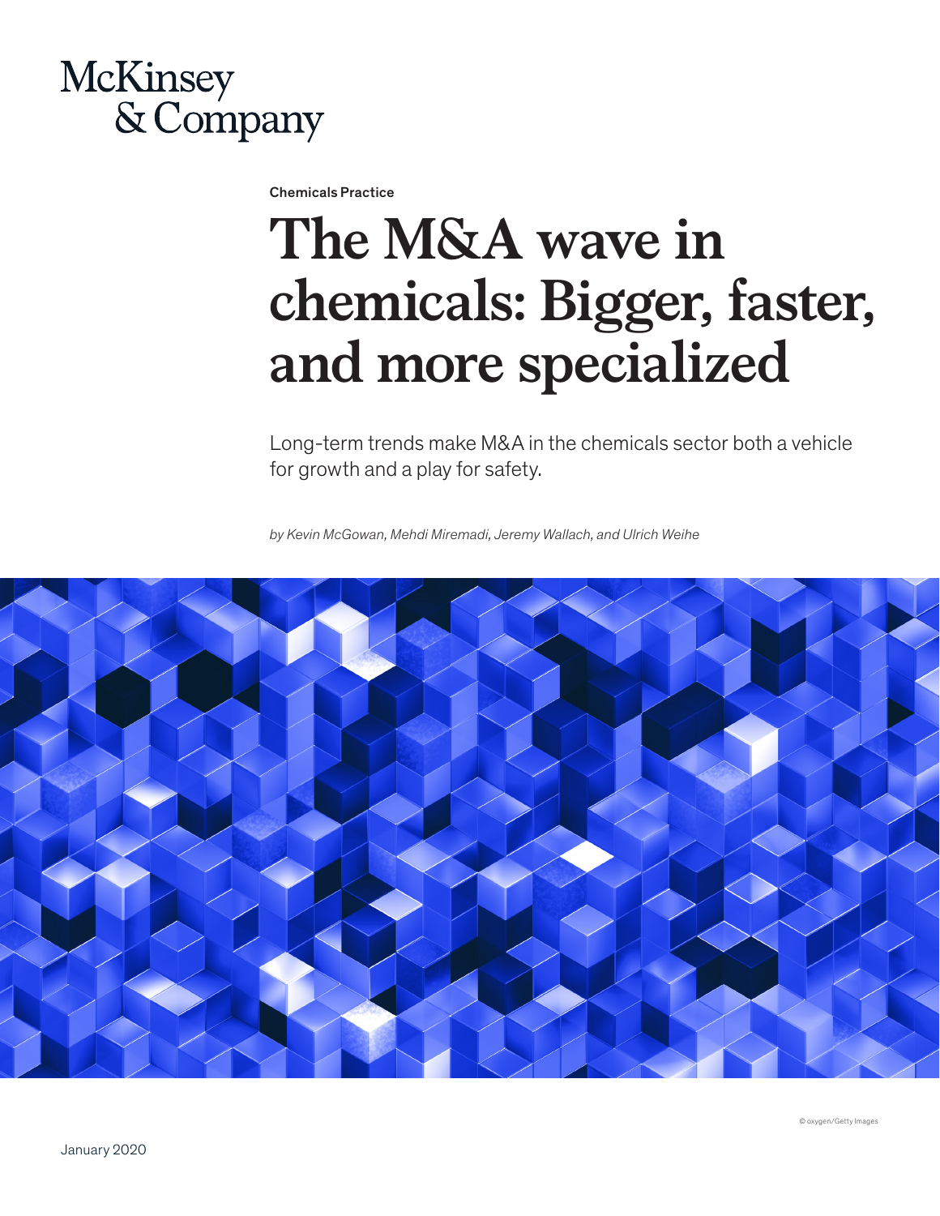McKinsey & Company

Chemicals Practice

# The M&A wave in chemicals: Bigger, faster, and more specialized

Long-term trends make M&A in the chemicals sector both a vehicle for growth and a play for safety.

*by Kevin McGowan, Mehdi Miremadi, Jeremy Wallach, and Ulrich Weihe*

© oxygen/Getty Images

January 2020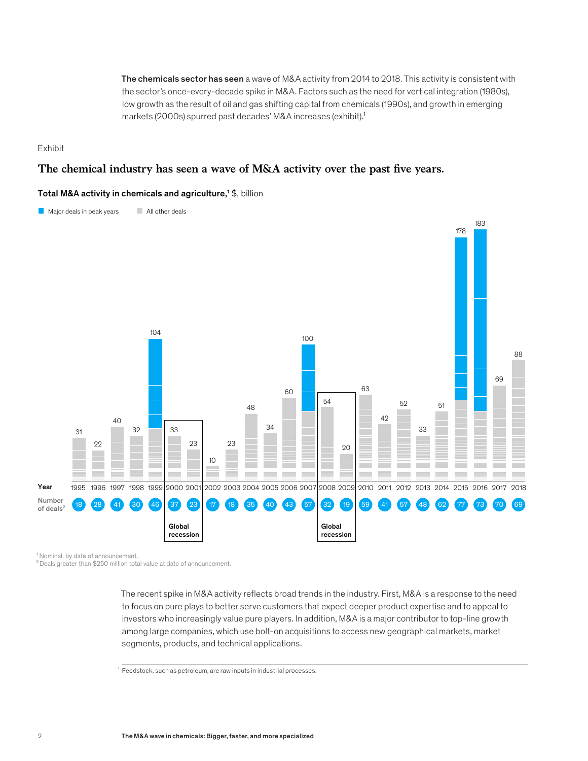**The chemicals sector has seen** a wave of M&A activity from 2014 to 2018. This activity is consistent with the sector's once-every-decade spike in M&A. Factors such as the need for vertical integration (1980s), low growth as the result of oil and gas shifting capital from chemicals (1990s), and growth in emerging markets (2000s) spurred past decades' M&A increases (exhibit).[1]

Exhibit

## The chemical industry has seen a wave of M&A activity over the past five years.

**Total M&A activity in chemicals and agriculture,**[1] $, billion

Major deals in peak years | All other deals

| Year | 1995 | 1996 | 1997 | 1998 | 1999 | 2000 | 2001 | 2002 | 2003 | 2004 | 2005 | 2006 | 2007 | 2008 | 2009 | 2010 | 2011 | 2012 | 2013 | 2014 | 2015 | 2016 | 2017 | 2018 |
|---|---|---|---|---|---|---|---|---|---|---|---|---|---|---|---|---|---|---|---|---|---|---|---|---|
| Total M&A activity, $ billion | 31 | 22 | 40 | 32 | 104 | 33 | 23 | 10 | 23 | 48 | 34 | 60 | 100 | 54 | 20 | 63 | 42 | 52 | 33 | 51 | 178 | 183 | 69 | 88 |
| Number of deals[2] | 18 | 28 | 41 | 30 | 46 | 37 | 23 | 17 | 18 | 35 | 40 | 43 | 57 | 32 | 19 | 59 | 41 | 57 | 48 | 62 | 77 | 73 | 70 | 69 |

Global recession: 2000–2001; 2008–2009

[1] Nominal, by date of announcement.
[2] Deals greater than $250 million total value at date of announcement.

The recent spike in M&A activity reflects broad trends in the industry. First, M&A is a response to the need to focus on pure plays to better serve customers that expect deeper product expertise and to appeal to investors who increasingly value pure players. In addition, M&A is a major contributor to top-line growth among large companies, which use bolt-on acquisitions to access new geographical markets, market segments, products, and technical applications.

[1] Feedstock, such as petroleum, are raw inputs in industrial processes.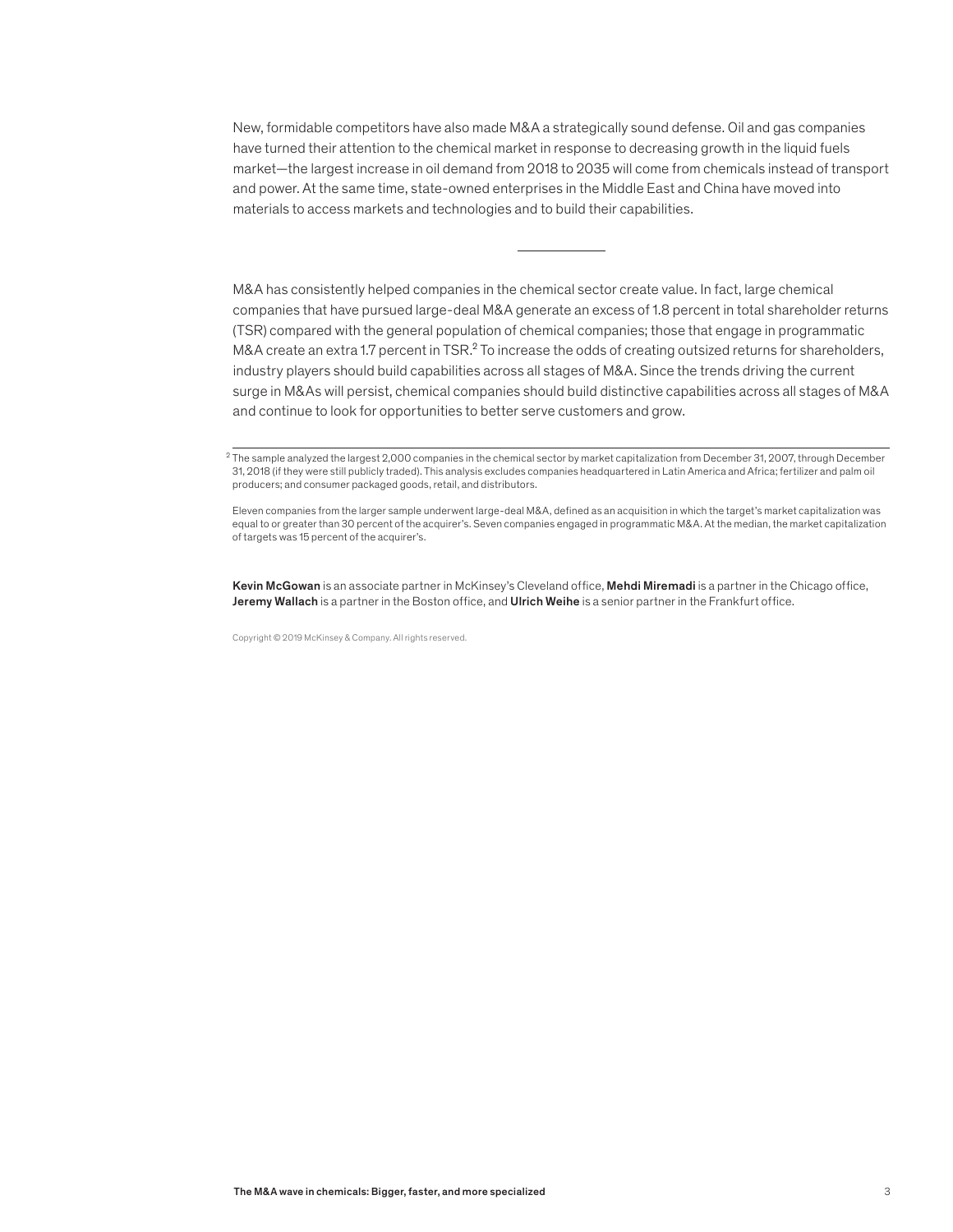New, formidable competitors have also made M&A a strategically sound defense. Oil and gas companies have turned their attention to the chemical market in response to decreasing growth in the liquid fuels market—the largest increase in oil demand from 2018 to 2035 will come from chemicals instead of transport and power. At the same time, state-owned enterprises in the Middle East and China have moved into materials to access markets and technologies and to build their capabilities.

---

M&A has consistently helped companies in the chemical sector create value. In fact, large chemical companies that have pursued large-deal M&A generate an excess of 1.8 percent in total shareholder returns (TSR) compared with the general population of chemical companies; those that engage in programmatic M&A create an extra 1.7 percent in TSR.[2] To increase the odds of creating outsized returns for shareholders, industry players should build capabilities across all stages of M&A. Since the trends driving the current surge in M&As will persist, chemical companies should build distinctive capabilities across all stages of M&A and continue to look for opportunities to better serve customers and grow.

[2] The sample analyzed the largest 2,000 companies in the chemical sector by market capitalization from December 31, 2007, through December 31, 2018 (if they were still publicly traded). This analysis excludes companies headquartered in Latin America and Africa; fertilizer and palm oil producers; and consumer packaged goods, retail, and distributors.

Eleven companies from the larger sample underwent large-deal M&A, defined as an acquisition in which the target's market capitalization was equal to or greater than 30 percent of the acquirer's. Seven companies engaged in programmatic M&A. At the median, the market capitalization of targets was 15 percent of the acquirer's.

**Kevin McGowan** is an associate partner in McKinsey's Cleveland office, **Mehdi Miremadi** is a partner in the Chicago office, **Jeremy Wallach** is a partner in the Boston office, and **Ulrich Weihe** is a senior partner in the Frankfurt office.

Copyright © 2019 McKinsey & Company. All rights reserved.